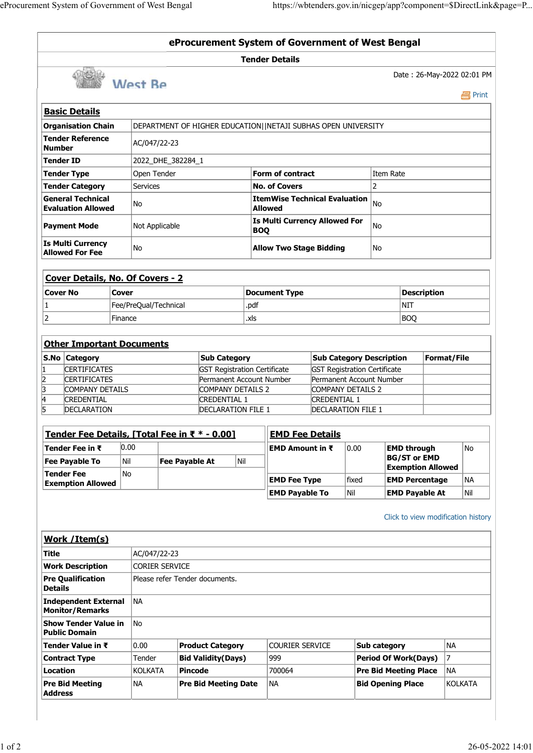# eProcurement System of Government of West Bengal

## Tender Details

Date : 26-May-2022 02:01 PM

Print

### Basic Details

| Organisation Chain | DEPARTMENT OF HIGHER EDUCATION\|\|NETAJI SUBHAS OPEN UNIVERSITY | | |
|---|---|---|---|
| Tender Reference Number | AC/047/22-23 | | |
| Tender ID | 2022_DHE_382284_1 | | |
| Tender Type | Open Tender | Form of contract | Item Rate |
| Tender Category | Services | No. of Covers | 2 |
| General Technical Evaluation Allowed | No | ItemWise Technical Evaluation Allowed | No |
| Payment Mode | Not Applicable | Is Multi Currency Allowed For BOQ | No |
| Is Multi Currency Allowed For Fee | No | Allow Two Stage Bidding | No |

### Cover Details, No. Of Covers - 2

| Cover No | Cover | Document Type | Description |
|---|---|---|---|
| 1 | Fee/PreQual/Technical | .pdf | NIT |
| 2 | Finance | .xls | BOQ |

### Other Important Documents

| S.No | Category | Sub Category | Sub Category Description | Format/File |
|---|---|---|---|---|
| 1 | CERTIFICATES | GST Registration Certificate | GST Registration Certificate | |
| 2 | CERTIFICATES | Permanent Account Number | Permanent Account Number | |
| 3 | COMPANY DETAILS | COMPANY DETAILS 2 | COMPANY DETAILS 2 | |
| 4 | CREDENTIAL | CREDENTIAL 1 | CREDENTIAL 1 | |
| 5 | DECLARATION | DECLARATION FILE 1 | DECLARATION FILE 1 | |

### Tender Fee Details, [Total Fee in ₹ * - 0.00]

| Tender Fee in ₹ | 0.00 | | |
|---|---|---|---|
| Fee Payable To | Nil | Fee Payable At | Nil |
| Tender Fee Exemption Allowed | No | | |

### EMD Fee Details

| EMD Amount in ₹ | 0.00 | EMD through BG/ST or EMD Exemption Allowed | No |
|---|---|---|---|
| EMD Fee Type | fixed | EMD Percentage | NA |
| EMD Payable To | Nil | EMD Payable At | Nil |

Click to view modification history

### Work /Item(s)

| Title | AC/047/22-23 | | | | |
|---|---|---|---|---|---|
| Work Description | CORIER SERVICE | | | | |
| Pre Qualification Details | Please refer Tender documents. | | | | |
| Independent External Monitor/Remarks | NA | | | | |
| Show Tender Value in Public Domain | No | | | | |
| Tender Value in ₹ | 0.00 | Product Category | COURIER SERVICE | Sub category | NA |
| Contract Type | Tender | Bid Validity(Days) | 999 | Period Of Work(Days) | 7 |
| Location | KOLKATA | Pincode | 700064 | Pre Bid Meeting Place | NA |
| Pre Bid Meeting Address | NA | Pre Bid Meeting Date | NA | Bid Opening Place | KOLKATA |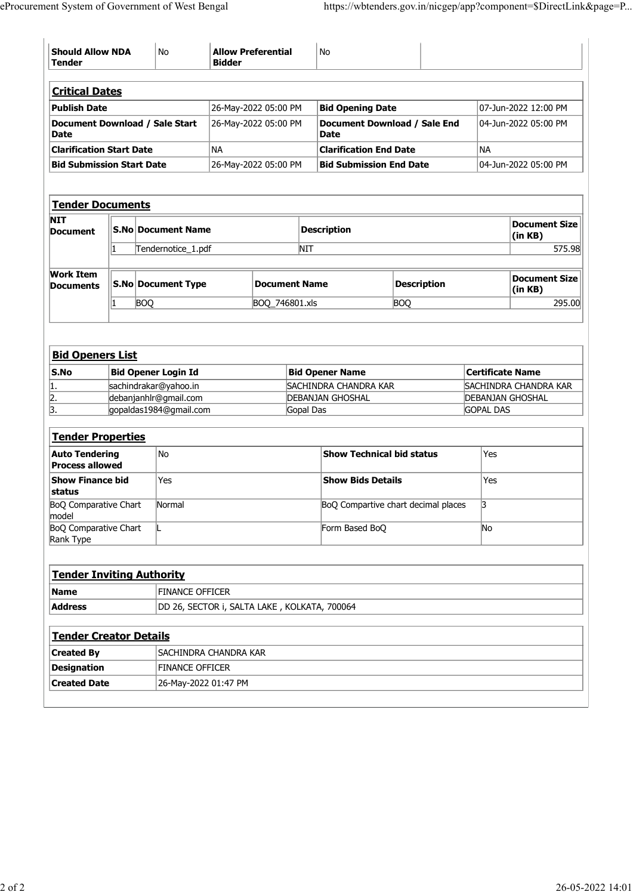| Should Allow NDA Tender | No | Allow Preferential Bidder | No |
| --- | --- | --- | --- |

## Critical Dates

| Publish Date | 26-May-2022 05:00 PM | Bid Opening Date | 07-Jun-2022 12:00 PM |
| --- | --- | --- | --- |
| Document Download / Sale Start Date | 26-May-2022 05:00 PM | Document Download / Sale End Date | 04-Jun-2022 05:00 PM |
| Clarification Start Date | NA | Clarification End Date | NA |
| Bid Submission Start Date | 26-May-2022 05:00 PM | Bid Submission End Date | 04-Jun-2022 05:00 PM |

## Tender Documents

**NIT Document**

| S.No | Document Name | Description | Document Size (in KB) |
| --- | --- | --- | --- |
| 1 | Tendernotice_1.pdf | NIT | 575.98 |

**Work Item Documents**

| S.No | Document Type | Document Name | Description | Document Size (in KB) |
| --- | --- | --- | --- | --- |
| 1 | BOQ | BOQ_746801.xls | BOQ | 295.00 |

## Bid Openers List

| S.No | Bid Opener Login Id | Bid Opener Name | Certificate Name |
| --- | --- | --- | --- |
| 1. | sachindrakar@yahoo.in | SACHINDRA CHANDRA KAR | SACHINDRA CHANDRA KAR |
| 2. | debanjanhlr@gmail.com | DEBANJAN GHOSHAL | DEBANJAN GHOSHAL |
| 3. | gopaldas1984@gmail.com | Gopal Das | GOPAL DAS |

## Tender Properties

| Auto Tendering Process allowed | No | Show Technical bid status | Yes |
| --- | --- | --- | --- |
| Show Finance bid status | Yes | Show Bids Details | Yes |
| BoQ Comparative Chart model | Normal | BoQ Compartive chart decimal places | 3 |
| BoQ Comparative Chart Rank Type | L | Form Based BoQ | No |

## Tender Inviting Authority

| Name | FINANCE OFFICER |
| --- | --- |
| Address | DD 26, SECTOR i, SALTA LAKE , KOLKATA, 700064 |

## Tender Creator Details

| Created By | SACHINDRA CHANDRA KAR |
| --- | --- |
| Designation | FINANCE OFFICER |
| Created Date | 26-May-2022 01:47 PM |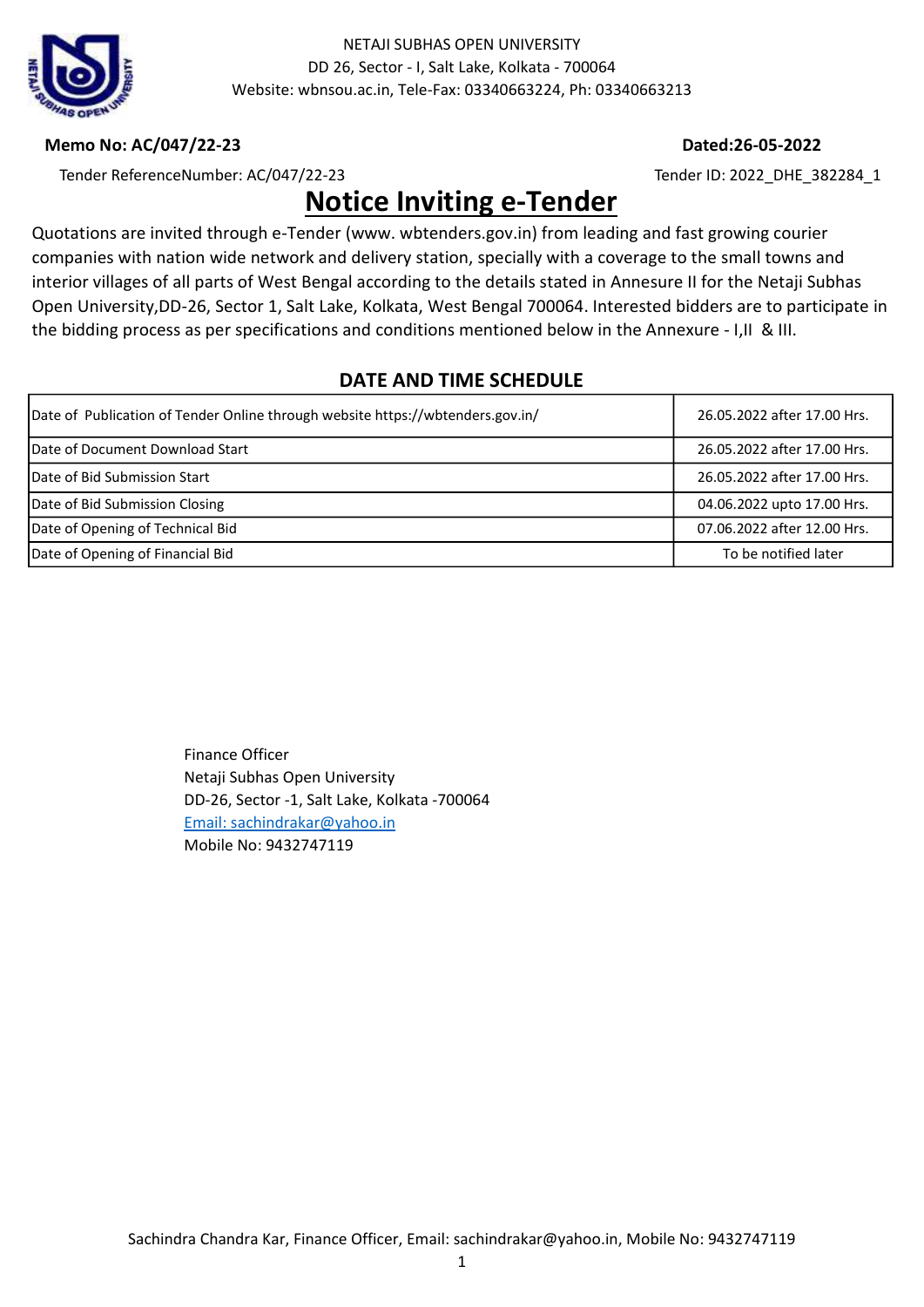NETAJI SUBHAS OPEN UNIVERSITY
DD 26, Sector - I, Salt Lake, Kolkata - 700064
Website: wbnsou.ac.in, Tele-Fax: 03340663224, Ph: 03340663213

**Memo No: AC/047/22-23** **Dated:26-05-2022**

Tender ReferenceNumber: AC/047/22-23 Tender ID: 2022_DHE_382284_1

# Notice Inviting e-Tender

Quotations are invited through e-Tender (www. wbtenders.gov.in) from leading and fast growing courier companies with nation wide network and delivery station, specially with a coverage to the small towns and interior villages of all parts of West Bengal according to the details stated in Annesure II for the Netaji Subhas Open University,DD-26, Sector 1, Salt Lake, Kolkata, West Bengal 700064. Interested bidders are to participate in the bidding process as per specifications and conditions mentioned below in the Annexure - I,II & III.

## DATE AND TIME SCHEDULE

| | |
|---|---|
| Date of Publication of Tender Online through website https://wbtenders.gov.in/ | 26.05.2022 after 17.00 Hrs. |
| Date of Document Download Start | 26.05.2022 after 17.00 Hrs. |
| Date of Bid Submission Start | 26.05.2022 after 17.00 Hrs. |
| Date of Bid Submission Closing | 04.06.2022 upto 17.00 Hrs. |
| Date of Opening of Technical Bid | 07.06.2022 after 12.00 Hrs. |
| Date of Opening of Financial Bid | To be notified later |

Finance Officer
Netaji Subhas Open University
DD-26, Sector -1, Salt Lake, Kolkata -700064
Email: sachindrakar@yahoo.in
Mobile No: 9432747119

Sachindra Chandra Kar, Finance Officer, Email: sachindrakar@yahoo.in, Mobile No: 9432747119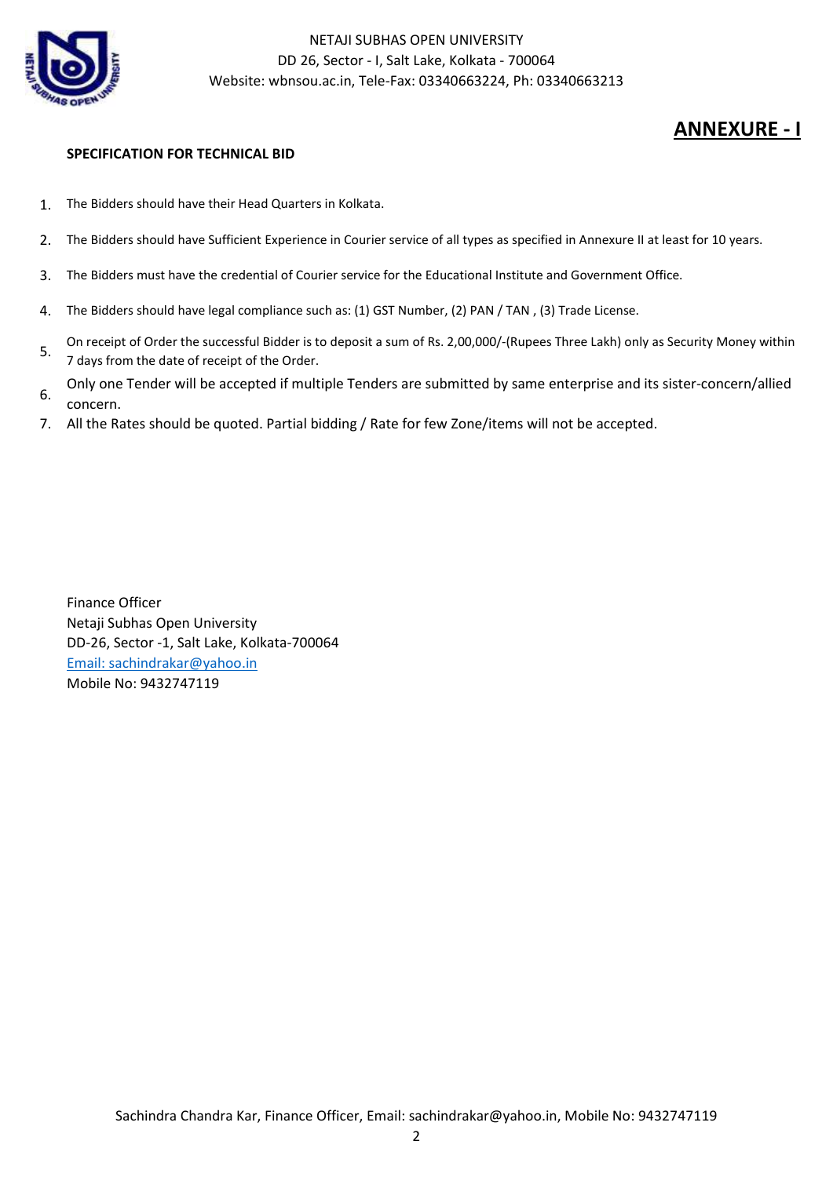NETAJI SUBHAS OPEN UNIVERSITY
DD 26, Sector - I, Salt Lake, Kolkata - 700064
Website: wbnsou.ac.in, Tele-Fax: 03340663224, Ph: 03340663213

# ANNEXURE - I

**SPECIFICATION FOR TECHNICAL BID**

1. The Bidders should have their Head Quarters in Kolkata.
2. The Bidders should have Sufficient Experience in Courier service of all types as specified in Annexure II at least for 10 years.
3. The Bidders must have the credential of Courier service for the Educational Institute and Government Office.
4. The Bidders should have legal compliance such as: (1) GST Number, (2) PAN / TAN , (3) Trade License.
5. On receipt of Order the successful Bidder is to deposit a sum of Rs. 2,00,000/-(Rupees Three Lakh) only as Security Money within 7 days from the date of receipt of the Order.
6. Only one Tender will be accepted if multiple Tenders are submitted by same enterprise and its sister-concern/allied concern.
7. All the Rates should be quoted. Partial bidding / Rate for few Zone/items will not be accepted.

Finance Officer
Netaji Subhas Open University
DD-26, Sector -1, Salt Lake, Kolkata-700064
Email: sachindrakar@yahoo.in
Mobile No: 9432747119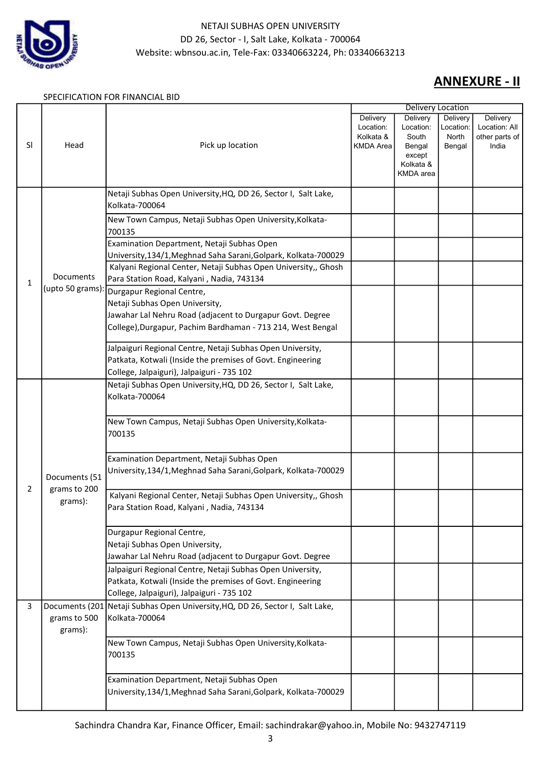NETAJI SUBHAS OPEN UNIVERSITY
DD 26, Sector - I, Salt Lake, Kolkata - 700064
Website: wbnsou.ac.in, Tele-Fax: 03340663224, Ph: 03340663213

## ANNEXURE - II

SPECIFICATION FOR FINANCIAL BID

| Sl | Head | Pick up location | Delivery Location | | | |
|---|---|---|---|---|---|---|
| | | | Delivery Location: Kolkata & KMDA Area | Delivery Location: South Bengal except Kolkata & KMDA area | Delivery Location: North Bengal | Delivery Location: All other parts of India |
| 1 | Documents (upto 50 grams): | Netaji Subhas Open University,HQ, DD 26, Sector I, Salt Lake, Kolkata-700064 | | | | |
| | | New Town Campus, Netaji Subhas Open University,Kolkata-700135 | | | | |
| | | Examination Department, Netaji Subhas Open University,134/1,Meghnad Saha Sarani,Golpark, Kolkata-700029 | | | | |
| | | Kalyani Regional Center, Netaji Subhas Open University,, Ghosh Para Station Road, Kalyani , Nadia, 743134 | | | | |
| | | Durgapur Regional Centre, Netaji Subhas Open University, Jawahar Lal Nehru Road (adjacent to Durgapur Govt. Degree College),Durgapur, Pachim Bardhaman - 713 214, West Bengal | | | | |
| | | Jalpaiguri Regional Centre, Netaji Subhas Open University, Patkata, Kotwali (Inside the premises of Govt. Engineering College, Jalpaiguri), Jalpaiguri - 735 102 | | | | |
| 2 | Documents (51 grams to 200 grams): | Netaji Subhas Open University,HQ, DD 26, Sector I, Salt Lake, Kolkata-700064 | | | | |
| | | New Town Campus, Netaji Subhas Open University,Kolkata-700135 | | | | |
| | | Examination Department, Netaji Subhas Open University,134/1,Meghnad Saha Sarani,Golpark, Kolkata-700029 | | | | |
| | | Kalyani Regional Center, Netaji Subhas Open University,, Ghosh Para Station Road, Kalyani , Nadia, 743134 | | | | |
| | | Durgapur Regional Centre, Netaji Subhas Open University, Jawahar Lal Nehru Road (adjacent to Durgapur Govt. Degree | | | | |
| | | Jalpaiguri Regional Centre, Netaji Subhas Open University, Patkata, Kotwali (Inside the premises of Govt. Engineering College, Jalpaiguri), Jalpaiguri - 735 102 | | | | |
| 3 | Documents (201 grams to 500 grams): | Netaji Subhas Open University,HQ, DD 26, Sector I, Salt Lake, Kolkata-700064 | | | | |
| | | New Town Campus, Netaji Subhas Open University,Kolkata-700135 | | | | |
| | | Examination Department, Netaji Subhas Open University,134/1,Meghnad Saha Sarani,Golpark, Kolkata-700029 | | | | |

Sachindra Chandra Kar, Finance Officer, Email: sachindrakar@yahoo.in, Mobile No: 9432747119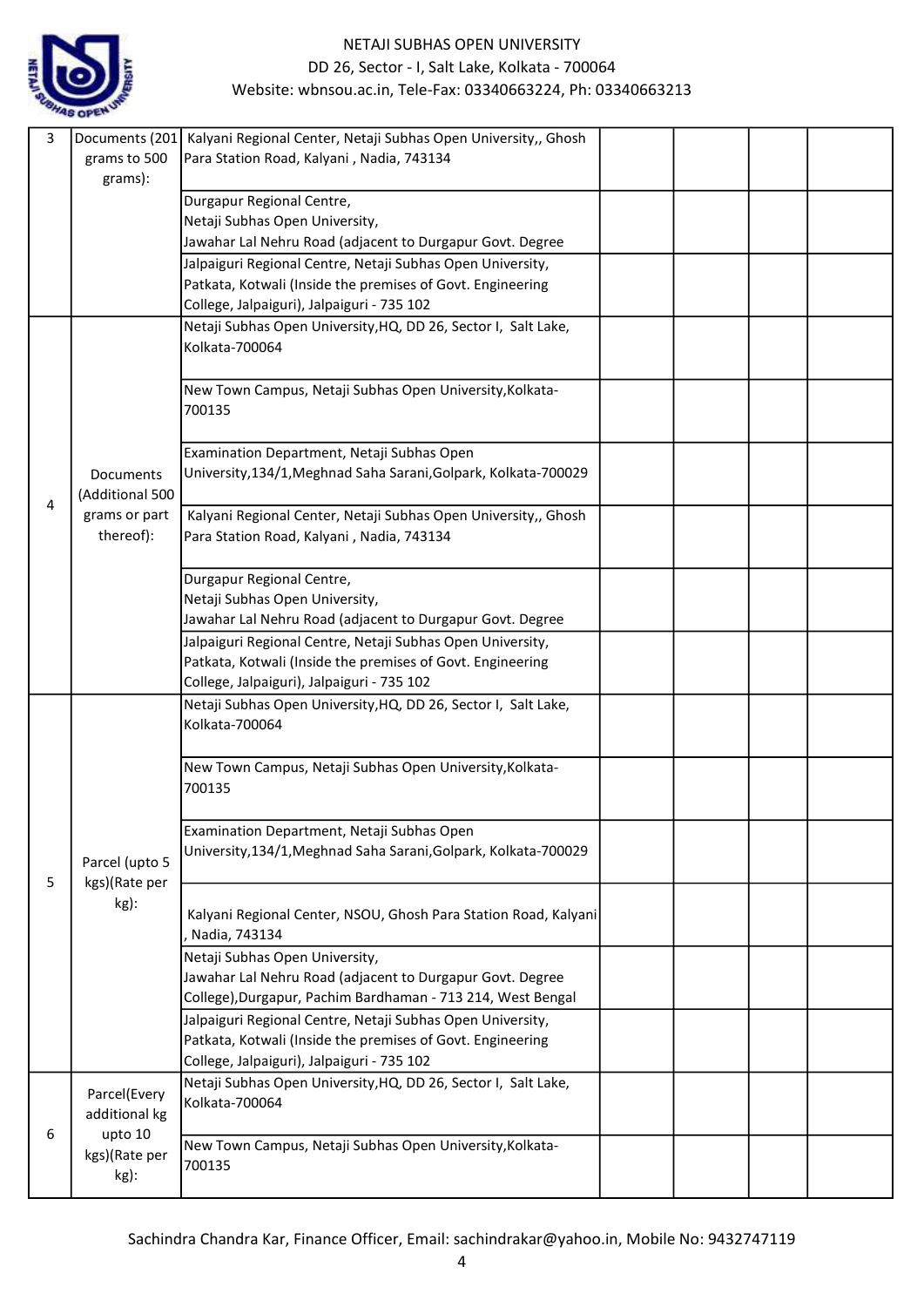| 3 | Documents (201 grams to 500 grams): | Kalyani Regional Center, Netaji Subhas Open University,, Ghosh Para Station Road, Kalyani , Nadia, 743134 | | | | |
|---|---|---|---|---|---|---|
| | | Durgapur Regional Centre,<br>Netaji Subhas Open University,<br>Jawahar Lal Nehru Road (adjacent to Durgapur Govt. Degree | | | | |
| | | Jalpaiguri Regional Centre, Netaji Subhas Open University, Patkata, Kotwali (Inside the premises of Govt. Engineering College, Jalpaiguri), Jalpaiguri - 735 102 | | | | |
| 4 | Documents (Additional 500 grams or part thereof): | Netaji Subhas Open University,HQ, DD 26, Sector I, Salt Lake, Kolkata-700064 | | | | |
| | | New Town Campus, Netaji Subhas Open University,Kolkata-700135 | | | | |
| | | Examination Department, Netaji Subhas Open University,134/1,Meghnad Saha Sarani,Golpark, Kolkata-700029 | | | | |
| | | Kalyani Regional Center, Netaji Subhas Open University,, Ghosh Para Station Road, Kalyani , Nadia, 743134 | | | | |
| | | Durgapur Regional Centre,<br>Netaji Subhas Open University,<br>Jawahar Lal Nehru Road (adjacent to Durgapur Govt. Degree | | | | |
| | | Jalpaiguri Regional Centre, Netaji Subhas Open University, Patkata, Kotwali (Inside the premises of Govt. Engineering College, Jalpaiguri), Jalpaiguri - 735 102 | | | | |
| 5 | Parcel (upto 5 kgs)(Rate per kg): | Netaji Subhas Open University,HQ, DD 26, Sector I, Salt Lake, Kolkata-700064 | | | | |
| | | New Town Campus, Netaji Subhas Open University,Kolkata-700135 | | | | |
| | | Examination Department, Netaji Subhas Open University,134/1,Meghnad Saha Sarani,Golpark, Kolkata-700029 | | | | |
| | | Kalyani Regional Center, NSOU, Ghosh Para Station Road, Kalyani , Nadia, 743134 | | | | |
| | | Netaji Subhas Open University,<br>Jawahar Lal Nehru Road (adjacent to Durgapur Govt. Degree College),Durgapur, Pachim Bardhaman - 713 214, West Bengal | | | | |
| | | Jalpaiguri Regional Centre, Netaji Subhas Open University, Patkata, Kotwali (Inside the premises of Govt. Engineering College, Jalpaiguri), Jalpaiguri - 735 102 | | | | |
| 6 | Parcel(Every additional kg upto 10 kgs)(Rate per kg): | Netaji Subhas Open University,HQ, DD 26, Sector I, Salt Lake, Kolkata-700064 | | | | |
| | | New Town Campus, Netaji Subhas Open University,Kolkata-700135 | | | | |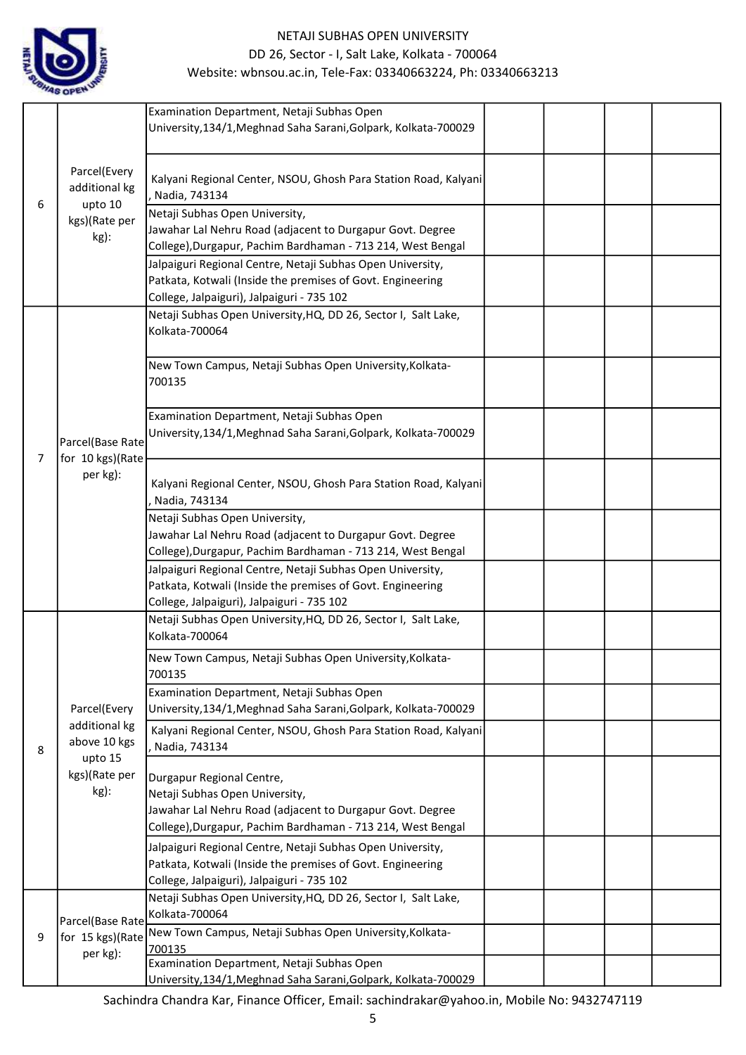| | | | | | | |
|---|---|---|---|---|---|---|
| 6 | Parcel(Every additional kg upto 10 kgs)(Rate per kg): | Examination Department, Netaji Subhas Open University,134/1,Meghnad Saha Sarani,Golpark, Kolkata-700029 | | | | |
| | | Kalyani Regional Center, NSOU, Ghosh Para Station Road, Kalyani , Nadia, 743134 | | | | |
| | | Netaji Subhas Open University, Jawahar Lal Nehru Road (adjacent to Durgapur Govt. Degree College),Durgapur, Pachim Bardhaman - 713 214, West Bengal | | | | |
| | | Jalpaiguri Regional Centre, Netaji Subhas Open University, Patkata, Kotwali (Inside the premises of Govt. Engineering College, Jalpaiguri), Jalpaiguri - 735 102 | | | | |
| 7 | Parcel(Base Rate for 10 kgs)(Rate per kg): | Netaji Subhas Open University,HQ, DD 26, Sector I, Salt Lake, Kolkata-700064 | | | | |
| | | New Town Campus, Netaji Subhas Open University,Kolkata-700135 | | | | |
| | | Examination Department, Netaji Subhas Open University,134/1,Meghnad Saha Sarani,Golpark, Kolkata-700029 | | | | |
| | | Kalyani Regional Center, NSOU, Ghosh Para Station Road, Kalyani , Nadia, 743134 | | | | |
| | | Netaji Subhas Open University, Jawahar Lal Nehru Road (adjacent to Durgapur Govt. Degree College),Durgapur, Pachim Bardhaman - 713 214, West Bengal | | | | |
| | | Jalpaiguri Regional Centre, Netaji Subhas Open University, Patkata, Kotwali (Inside the premises of Govt. Engineering College, Jalpaiguri), Jalpaiguri - 735 102 | | | | |
| 8 | Parcel(Every additional kg above 10 kgs upto 15 kgs)(Rate per kg): | Netaji Subhas Open University,HQ, DD 26, Sector I, Salt Lake, Kolkata-700064 | | | | |
| | | New Town Campus, Netaji Subhas Open University,Kolkata-700135 | | | | |
| | | Examination Department, Netaji Subhas Open University,134/1,Meghnad Saha Sarani,Golpark, Kolkata-700029 | | | | |
| | | Kalyani Regional Center, NSOU, Ghosh Para Station Road, Kalyani , Nadia, 743134 | | | | |
| | | Durgapur Regional Centre, Netaji Subhas Open University, Jawahar Lal Nehru Road (adjacent to Durgapur Govt. Degree College),Durgapur, Pachim Bardhaman - 713 214, West Bengal | | | | |
| | | Jalpaiguri Regional Centre, Netaji Subhas Open University, Patkata, Kotwali (Inside the premises of Govt. Engineering College, Jalpaiguri), Jalpaiguri - 735 102 | | | | |
| 9 | Parcel(Base Rate for 15 kgs)(Rate per kg): | Netaji Subhas Open University,HQ, DD 26, Sector I, Salt Lake, Kolkata-700064 | | | | |
| | | New Town Campus, Netaji Subhas Open University,Kolkata-700135 | | | | |
| | | Examination Department, Netaji Subhas Open University,134/1,Meghnad Saha Sarani,Golpark, Kolkata-700029 | | | | |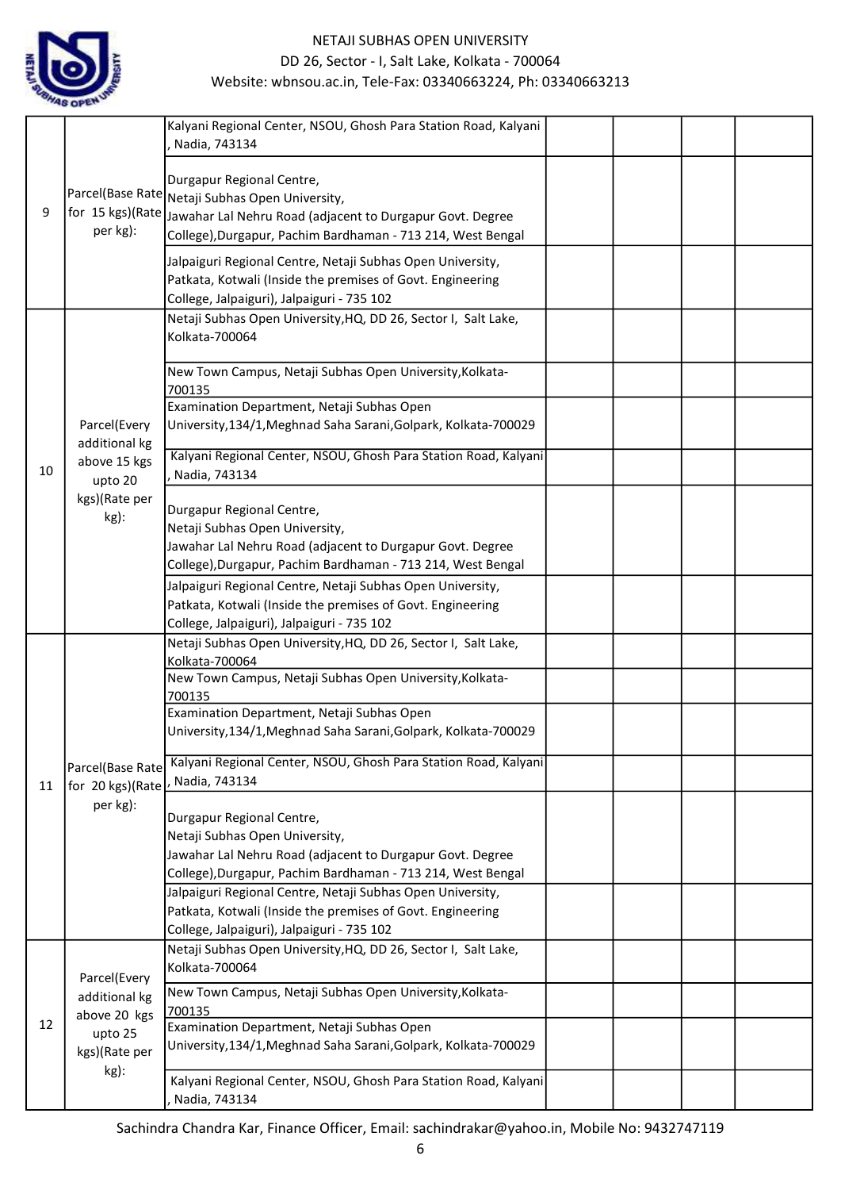| | | | | | | |
|---|---|---|---|---|---|---|
| 9 | Parcel(Base Rate for 15 kgs)(Rate per kg): | Kalyani Regional Center, NSOU, Ghosh Para Station Road, Kalyani , Nadia, 743134 | | | | |
| | | Durgapur Regional Centre, Netaji Subhas Open University, Jawahar Lal Nehru Road (adjacent to Durgapur Govt. Degree College),Durgapur, Pachim Bardhaman - 713 214, West Bengal | | | | |
| | | Jalpaiguri Regional Centre, Netaji Subhas Open University, Patkata, Kotwali (Inside the premises of Govt. Engineering College, Jalpaiguri), Jalpaiguri - 735 102 | | | | |
| 10 | Parcel(Every additional kg above 15 kgs upto 20 kgs)(Rate per kg): | Netaji Subhas Open University,HQ, DD 26, Sector I, Salt Lake, Kolkata-700064 | | | | |
| | | New Town Campus, Netaji Subhas Open University,Kolkata-700135 | | | | |
| | | Examination Department, Netaji Subhas Open University,134/1,Meghnad Saha Sarani,Golpark, Kolkata-700029 | | | | |
| | | Kalyani Regional Center, NSOU, Ghosh Para Station Road, Kalyani , Nadia, 743134 | | | | |
| | | Durgapur Regional Centre, Netaji Subhas Open University, Jawahar Lal Nehru Road (adjacent to Durgapur Govt. Degree College),Durgapur, Pachim Bardhaman - 713 214, West Bengal | | | | |
| | | Jalpaiguri Regional Centre, Netaji Subhas Open University, Patkata, Kotwali (Inside the premises of Govt. Engineering College, Jalpaiguri), Jalpaiguri - 735 102 | | | | |
| 11 | Parcel(Base Rate for 20 kgs)(Rate per kg): | Netaji Subhas Open University,HQ, DD 26, Sector I, Salt Lake, Kolkata-700064 | | | | |
| | | New Town Campus, Netaji Subhas Open University,Kolkata-700135 | | | | |
| | | Examination Department, Netaji Subhas Open University,134/1,Meghnad Saha Sarani,Golpark, Kolkata-700029 | | | | |
| | | Kalyani Regional Center, NSOU, Ghosh Para Station Road, Kalyani , Nadia, 743134 | | | | |
| | | Durgapur Regional Centre, Netaji Subhas Open University, Jawahar Lal Nehru Road (adjacent to Durgapur Govt. Degree College),Durgapur, Pachim Bardhaman - 713 214, West Bengal | | | | |
| | | Jalpaiguri Regional Centre, Netaji Subhas Open University, Patkata, Kotwali (Inside the premises of Govt. Engineering College, Jalpaiguri), Jalpaiguri - 735 102 | | | | |
| 12 | Parcel(Every additional kg above 20 kgs upto 25 kgs)(Rate per kg): | Netaji Subhas Open University,HQ, DD 26, Sector I, Salt Lake, Kolkata-700064 | | | | |
| | | New Town Campus, Netaji Subhas Open University,Kolkata-700135 | | | | |
| | | Examination Department, Netaji Subhas Open University,134/1,Meghnad Saha Sarani,Golpark, Kolkata-700029 | | | | |
| | | Kalyani Regional Center, NSOU, Ghosh Para Station Road, Kalyani , Nadia, 743134 | | | | |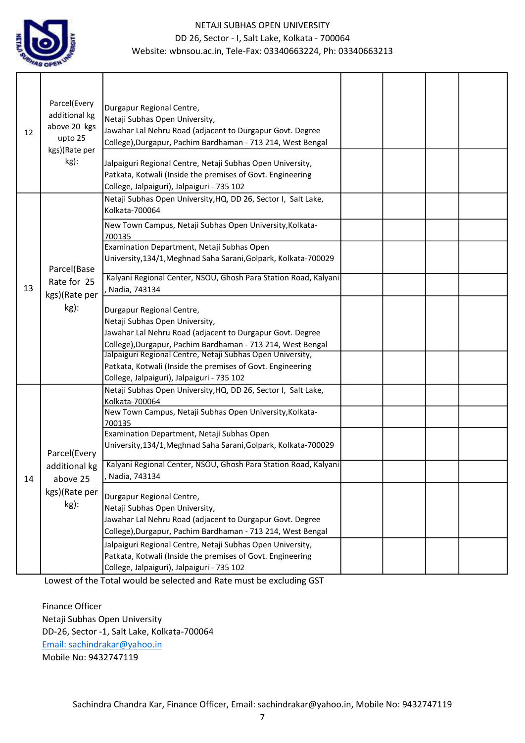NETAJI SUBHAS OPEN UNIVERSITY
DD 26, Sector - I, Salt Lake, Kolkata - 700064
Website: wbnsou.ac.in, Tele-Fax: 03340663224, Ph: 03340663213

| | | | | | | |
|---|---|---|---|---|---|---|
| 12 | Parcel(Every additional kg above 20 kgs upto 25 kgs)(Rate per kg): | Durgapur Regional Centre, Netaji Subhas Open University, Jawahar Lal Nehru Road (adjacent to Durgapur Govt. Degree College),Durgapur, Pachim Bardhaman - 713 214, West Bengal | | | | |
| | | Jalpaiguri Regional Centre, Netaji Subhas Open University, Patkata, Kotwali (Inside the premises of Govt. Engineering College, Jalpaiguri), Jalpaiguri - 735 102 | | | | |
| 13 | Parcel(Base Rate for 25 kgs)(Rate per kg): | Netaji Subhas Open University,HQ, DD 26, Sector I, Salt Lake, Kolkata-700064 | | | | |
| | | New Town Campus, Netaji Subhas Open University,Kolkata-700135 | | | | |
| | | Examination Department, Netaji Subhas Open University,134/1,Meghnad Saha Sarani,Golpark, Kolkata-700029 | | | | |
| | | Kalyani Regional Center, NSOU, Ghosh Para Station Road, Kalyani , Nadia, 743134 | | | | |
| | | Durgapur Regional Centre, Netaji Subhas Open University, Jawahar Lal Nehru Road (adjacent to Durgapur Govt. Degree College),Durgapur, Pachim Bardhaman - 713 214, West Bengal | | | | |
| | | Jalpaiguri Regional Centre, Netaji Subhas Open University, Patkata, Kotwali (Inside the premises of Govt. Engineering College, Jalpaiguri), Jalpaiguri - 735 102 | | | | |
| 14 | Parcel(Every additional kg above 25 kgs)(Rate per kg): | Netaji Subhas Open University,HQ, DD 26, Sector I, Salt Lake, Kolkata-700064 | | | | |
| | | New Town Campus, Netaji Subhas Open University,Kolkata-700135 | | | | |
| | | Examination Department, Netaji Subhas Open University,134/1,Meghnad Saha Sarani,Golpark, Kolkata-700029 | | | | |
| | | Kalyani Regional Center, NSOU, Ghosh Para Station Road, Kalyani , Nadia, 743134 | | | | |
| | | Durgapur Regional Centre, Netaji Subhas Open University, Jawahar Lal Nehru Road (adjacent to Durgapur Govt. Degree College),Durgapur, Pachim Bardhaman - 713 214, West Bengal | | | | |
| | | Jalpaiguri Regional Centre, Netaji Subhas Open University, Patkata, Kotwali (Inside the premises of Govt. Engineering College, Jalpaiguri), Jalpaiguri - 735 102 | | | | |

Lowest of the Total would be selected and Rate must be excluding GST

Finance Officer
Netaji Subhas Open University
DD-26, Sector -1, Salt Lake, Kolkata-700064
Email: sachindrakar@yahoo.in
Mobile No: 9432747119

Sachindra Chandra Kar, Finance Officer, Email: sachindrakar@yahoo.in, Mobile No: 9432747119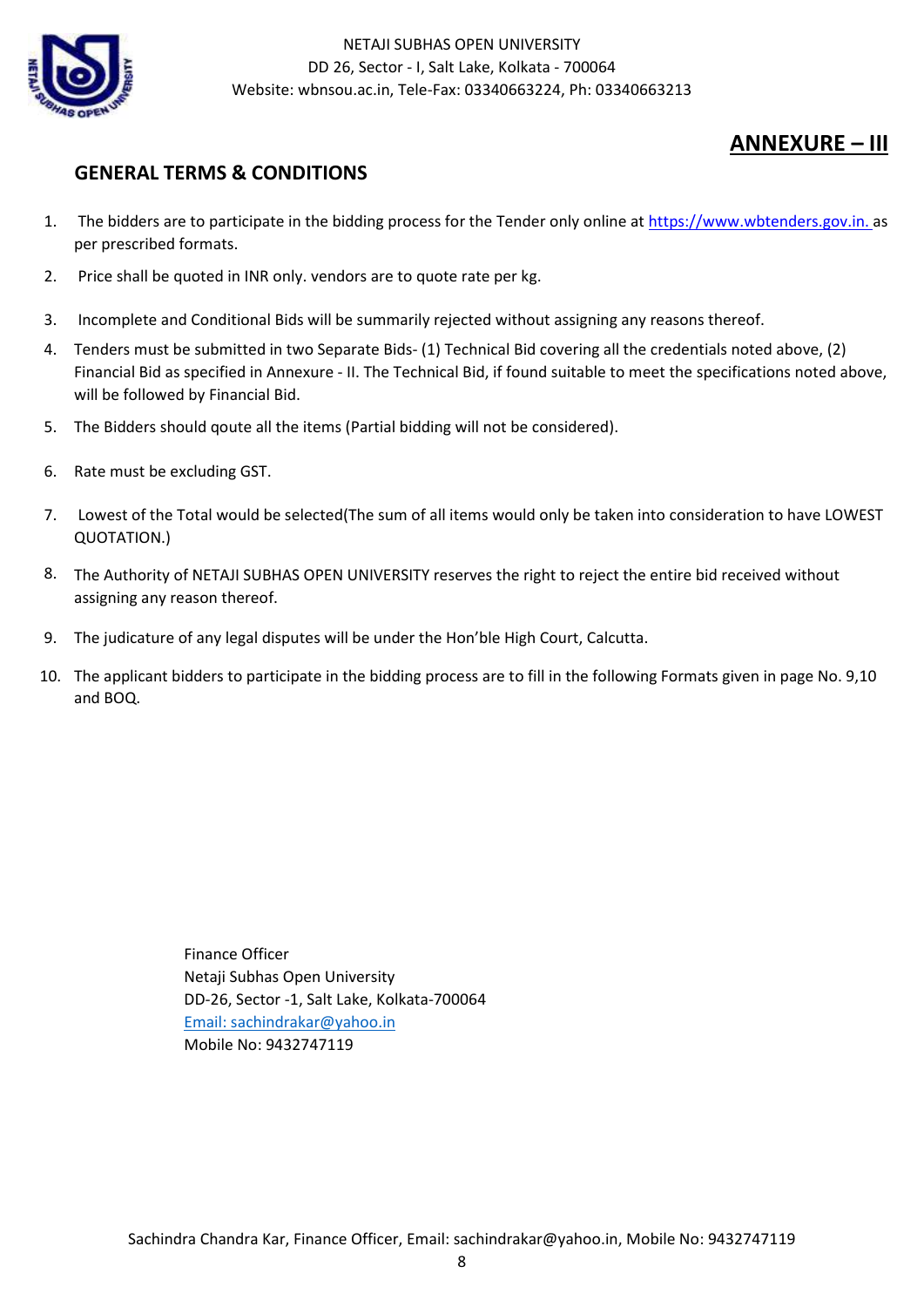NETAJI SUBHAS OPEN UNIVERSITY
DD 26, Sector - I, Salt Lake, Kolkata - 700064
Website: wbnsou.ac.in, Tele-Fax: 03340663224, Ph: 03340663213

## ANNEXURE – III

## GENERAL TERMS & CONDITIONS

1. The bidders are to participate in the bidding process for the Tender only online at https://www.wbtenders.gov.in. as per prescribed formats.
2. Price shall be quoted in INR only. vendors are to quote rate per kg.
3. Incomplete and Conditional Bids will be summarily rejected without assigning any reasons thereof.
4. Tenders must be submitted in two Separate Bids- (1) Technical Bid covering all the credentials noted above, (2) Financial Bid as specified in Annexure - II. The Technical Bid, if found suitable to meet the specifications noted above, will be followed by Financial Bid.
5. The Bidders should qoute all the items (Partial bidding will not be considered).
6. Rate must be excluding GST.
7. Lowest of the Total would be selected(The sum of all items would only be taken into consideration to have LOWEST QUOTATION.)
8. The Authority of NETAJI SUBHAS OPEN UNIVERSITY reserves the right to reject the entire bid received without assigning any reason thereof.
9. The judicature of any legal disputes will be under the Hon'ble High Court, Calcutta.
10. The applicant bidders to participate in the bidding process are to fill in the following Formats given in page No. 9,10 and BOQ.

Finance Officer
Netaji Subhas Open University
DD-26, Sector -1, Salt Lake, Kolkata-700064
Email: sachindrakar@yahoo.in
Mobile No: 9432747119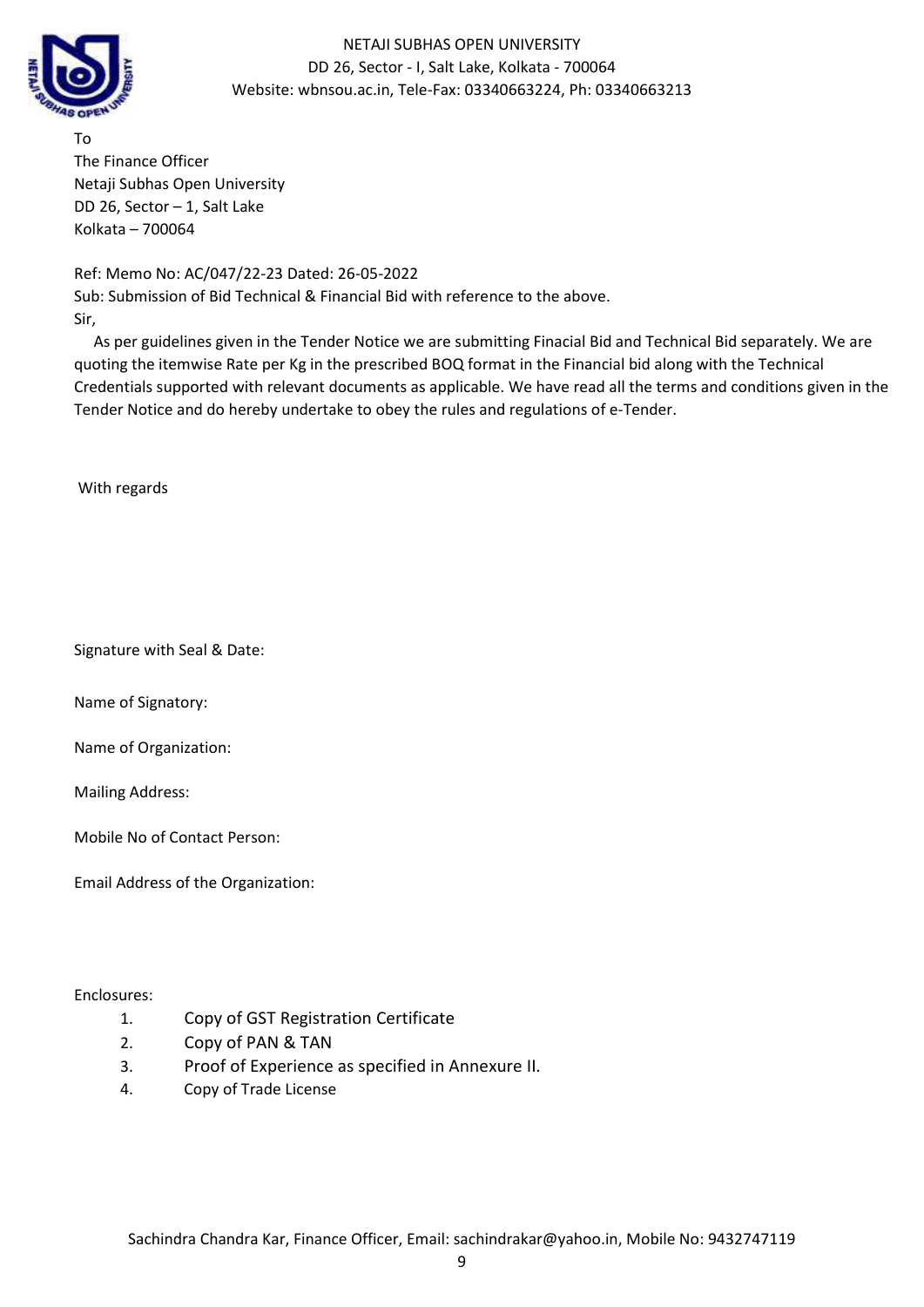NETAJI SUBHAS OPEN UNIVERSITY
DD 26, Sector - I, Salt Lake, Kolkata - 700064
Website: wbnsou.ac.in, Tele-Fax: 03340663224, Ph: 03340663213

To
The Finance Officer
Netaji Subhas Open University
DD 26, Sector – 1, Salt Lake
Kolkata – 700064

Ref: Memo No: AC/047/22-23 Dated: 26-05-2022
Sub: Submission of Bid Technical & Financial Bid with reference to the above.
Sir,

As per guidelines given in the Tender Notice we are submitting Finacial Bid and Technical Bid separately. We are quoting the itemwise Rate per Kg in the prescribed BOQ format in the Financial bid along with the Technical Credentials supported with relevant documents as applicable. We have read all the terms and conditions given in the Tender Notice and do hereby undertake to obey the rules and regulations of e-Tender.

With regards

Signature with Seal & Date:

Name of Signatory:

Name of Organization:

Mailing Address:

Mobile No of Contact Person:

Email Address of the Organization:

Enclosures:

1. Copy of GST Registration Certificate
2. Copy of PAN & TAN
3. Proof of Experience as specified in Annexure II.
4. Copy of Trade License

Sachindra Chandra Kar, Finance Officer, Email: sachindrakar@yahoo.in, Mobile No: 9432747119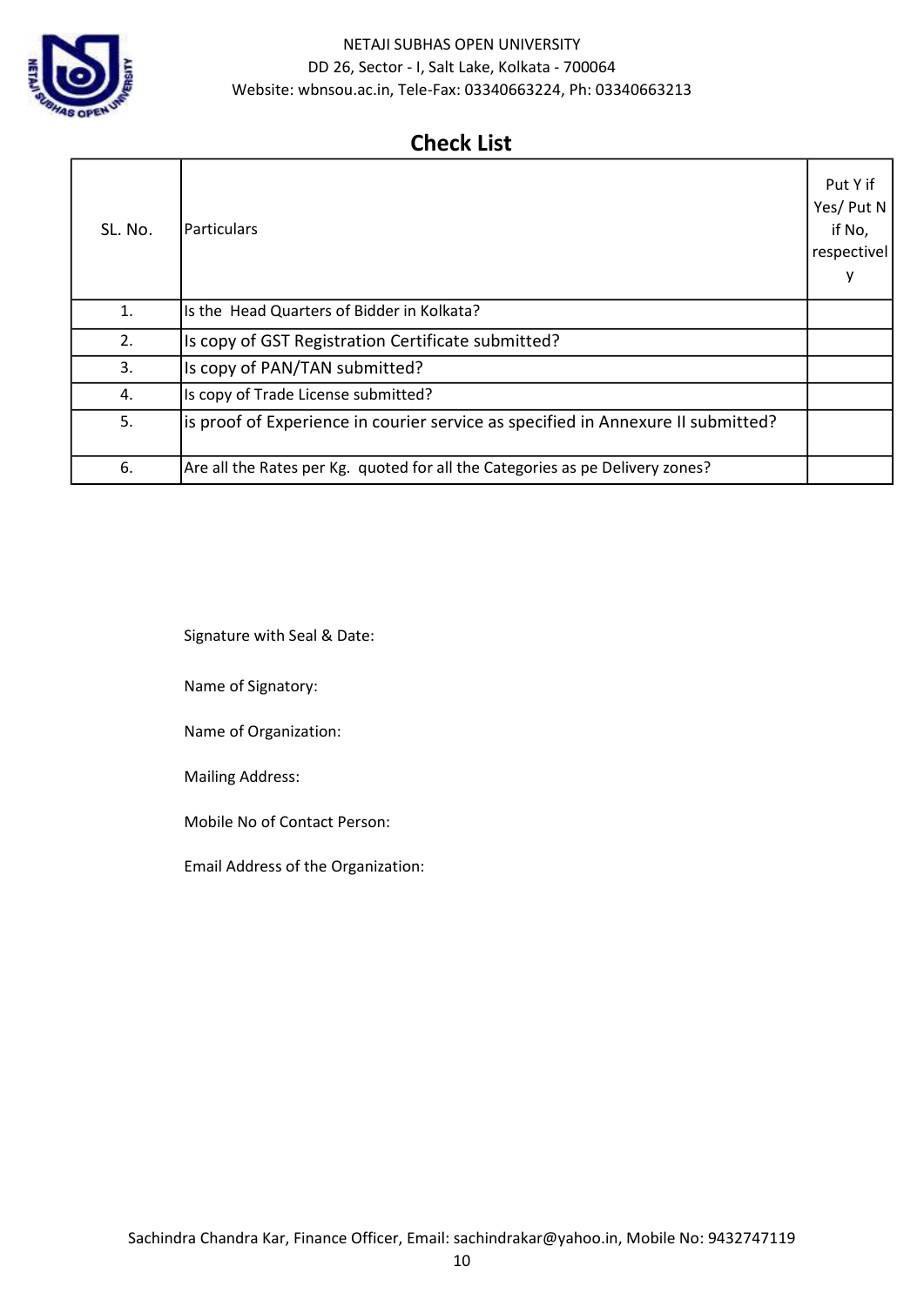NETAJI SUBHAS OPEN UNIVERSITY
DD 26, Sector - I, Salt Lake, Kolkata - 700064
Website: wbnsou.ac.in, Tele-Fax: 03340663224, Ph: 03340663213

## Check List

| SL. No. | Particulars | Put Y if Yes/ Put N if No, respectively |
|---|---|---|
| 1. | Is the Head Quarters of Bidder in Kolkata? | |
| 2. | Is copy of GST Registration Certificate submitted? | |
| 3. | Is copy of PAN/TAN submitted? | |
| 4. | Is copy of Trade License submitted? | |
| 5. | is proof of Experience in courier service as specified in Annexure II submitted? | |
| 6. | Are all the Rates per Kg. quoted for all the Categories as pe Delivery zones? | |

Signature with Seal & Date:

Name of Signatory:

Name of Organization:

Mailing Address:

Mobile No of Contact Person:

Email Address of the Organization:

Sachindra Chandra Kar, Finance Officer, Email: sachindrakar@yahoo.in, Mobile No: 9432747119